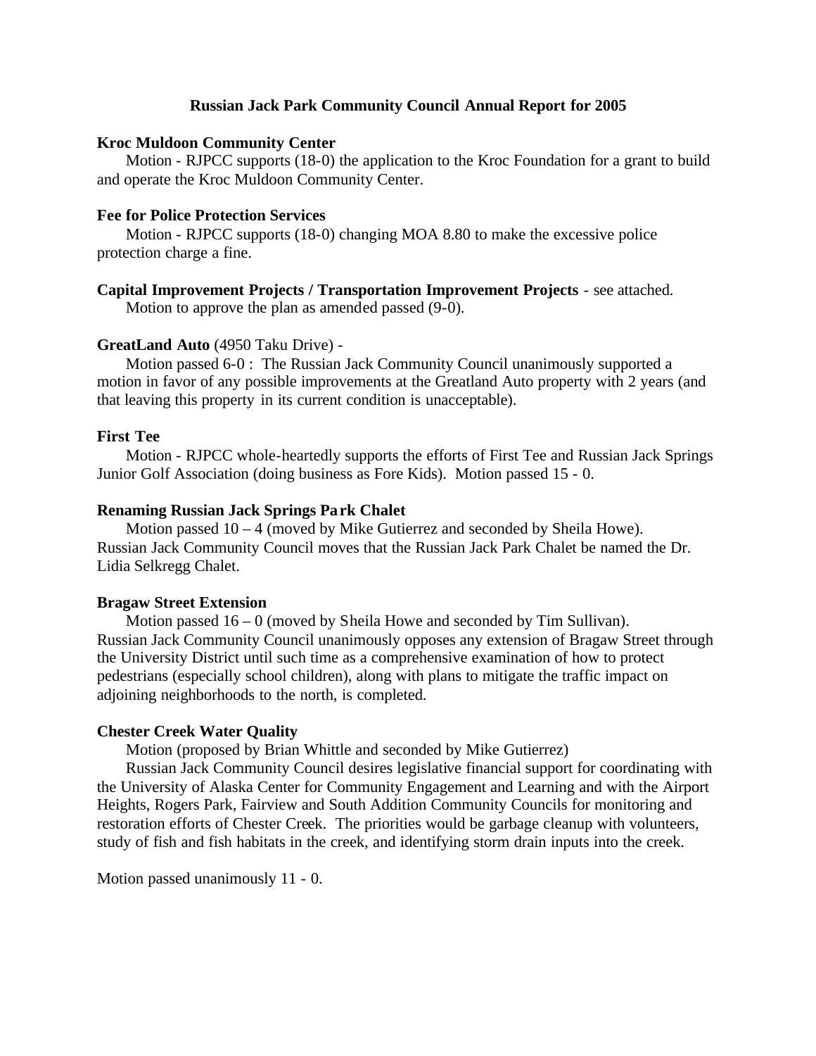# Russian Jack Park Community Council Annual Report for 2005

**Kroc Muldoon Community Center**

Motion - RJPCC supports (18-0) the application to the Kroc Foundation for a grant to build and operate the Kroc Muldoon Community Center.

**Fee for Police Protection Services**

Motion - RJPCC supports (18-0) changing MOA 8.80 to make the excessive police protection charge a fine.

**Capital Improvement Projects / Transportation Improvement Projects** - see attached.

Motion to approve the plan as amended passed (9-0).

**GreatLand Auto** (4950 Taku Drive) -

Motion passed 6-0 : The Russian Jack Community Council unanimously supported a motion in favor of any possible improvements at the Greatland Auto property with 2 years (and that leaving this property in its current condition is unacceptable).

**First Tee**

Motion - RJPCC whole-heartedly supports the efforts of First Tee and Russian Jack Springs Junior Golf Association (doing business as Fore Kids). Motion passed 15 - 0.

**Renaming Russian Jack Springs Park Chalet**

Motion passed 10 – 4 (moved by Mike Gutierrez and seconded by Sheila Howe). Russian Jack Community Council moves that the Russian Jack Park Chalet be named the Dr. Lidia Selkregg Chalet.

**Bragaw Street Extension**

Motion passed 16 – 0 (moved by Sheila Howe and seconded by Tim Sullivan). Russian Jack Community Council unanimously opposes any extension of Bragaw Street through the University District until such time as a comprehensive examination of how to protect pedestrians (especially school children), along with plans to mitigate the traffic impact on adjoining neighborhoods to the north, is completed.

**Chester Creek Water Quality**

Motion (proposed by Brian Whittle and seconded by Mike Gutierrez)

Russian Jack Community Council desires legislative financial support for coordinating with the University of Alaska Center for Community Engagement and Learning and with the Airport Heights, Rogers Park, Fairview and South Addition Community Councils for monitoring and restoration efforts of Chester Creek. The priorities would be garbage cleanup with volunteers, study of fish and fish habitats in the creek, and identifying storm drain inputs into the creek.

Motion passed unanimously 11 - 0.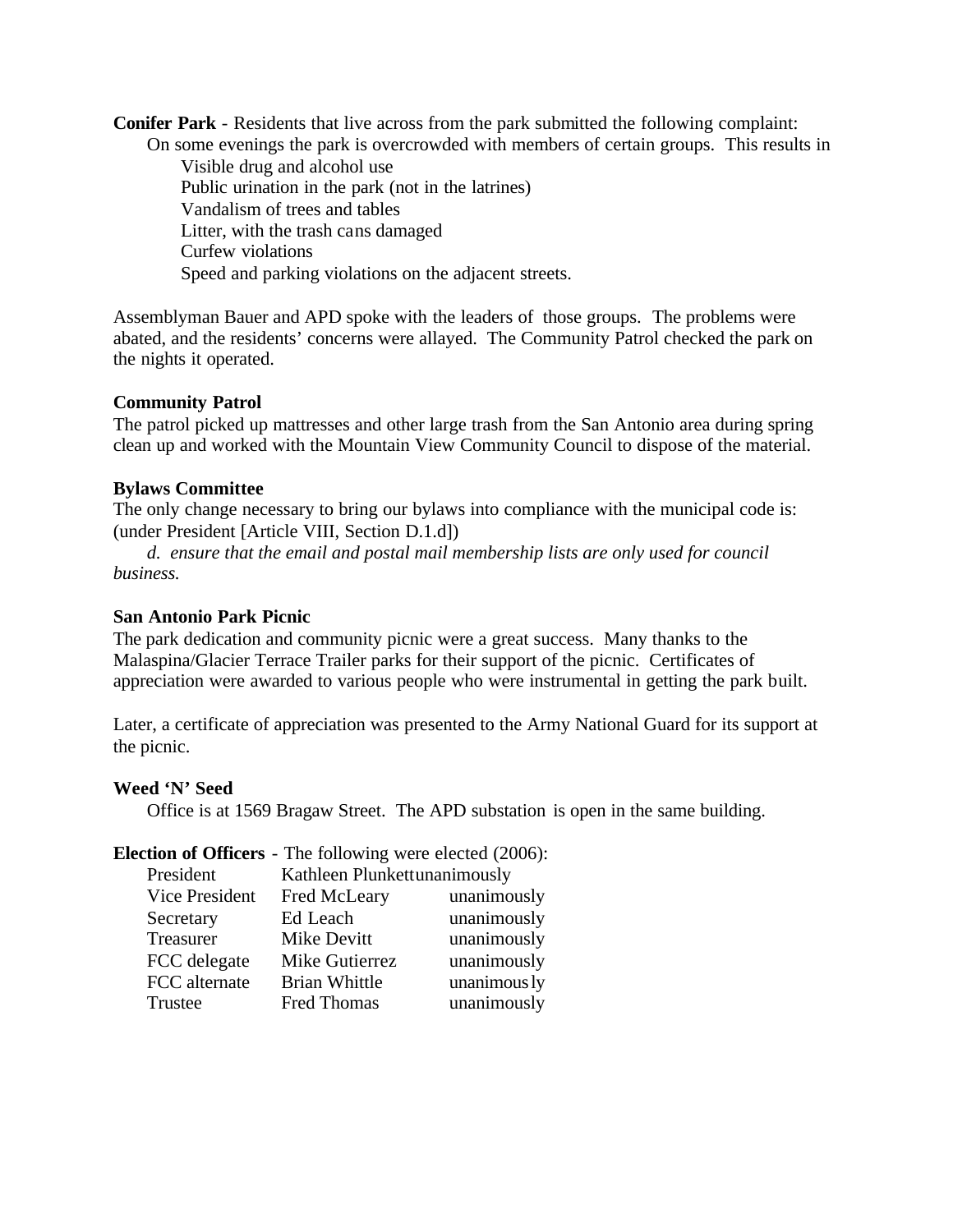**Conifer Park** - Residents that live across from the park submitted the following complaint:

On some evenings the park is overcrowded with members of certain groups. This results in

- Visible drug and alcohol use
- Public urination in the park (not in the latrines)
- Vandalism of trees and tables
- Litter, with the trash cans damaged
- Curfew violations
- Speed and parking violations on the adjacent streets.

Assemblyman Bauer and APD spoke with the leaders of those groups. The problems were abated, and the residents' concerns were allayed. The Community Patrol checked the park on the nights it operated.

**Community Patrol**

The patrol picked up mattresses and other large trash from the San Antonio area during spring clean up and worked with the Mountain View Community Council to dispose of the material.

**Bylaws Committee**

The only change necessary to bring our bylaws into compliance with the municipal code is: (under President [Article VIII, Section D.1.d])

*d. ensure that the email and postal mail membership lists are only used for council business.*

**San Antonio Park Picnic**

The park dedication and community picnic were a great success. Many thanks to the Malaspina/Glacier Terrace Trailer parks for their support of the picnic. Certificates of appreciation were awarded to various people who were instrumental in getting the park built.

Later, a certificate of appreciation was presented to the Army National Guard for its support at the picnic.

**Weed 'N' Seed**

Office is at 1569 Bragaw Street. The APD substation is open in the same building.

**Election of Officers** - The following were elected (2006):

| Office | Name | Vote |
|---|---|---|
| President | Kathleen Plunkett | unanimously |
| Vice President | Fred McLeary | unanimously |
| Secretary | Ed Leach | unanimously |
| Treasurer | Mike Devitt | unanimously |
| FCC delegate | Mike Gutierrez | unanimously |
| FCC alternate | Brian Whittle | unanimously |
| Trustee | Fred Thomas | unanimously |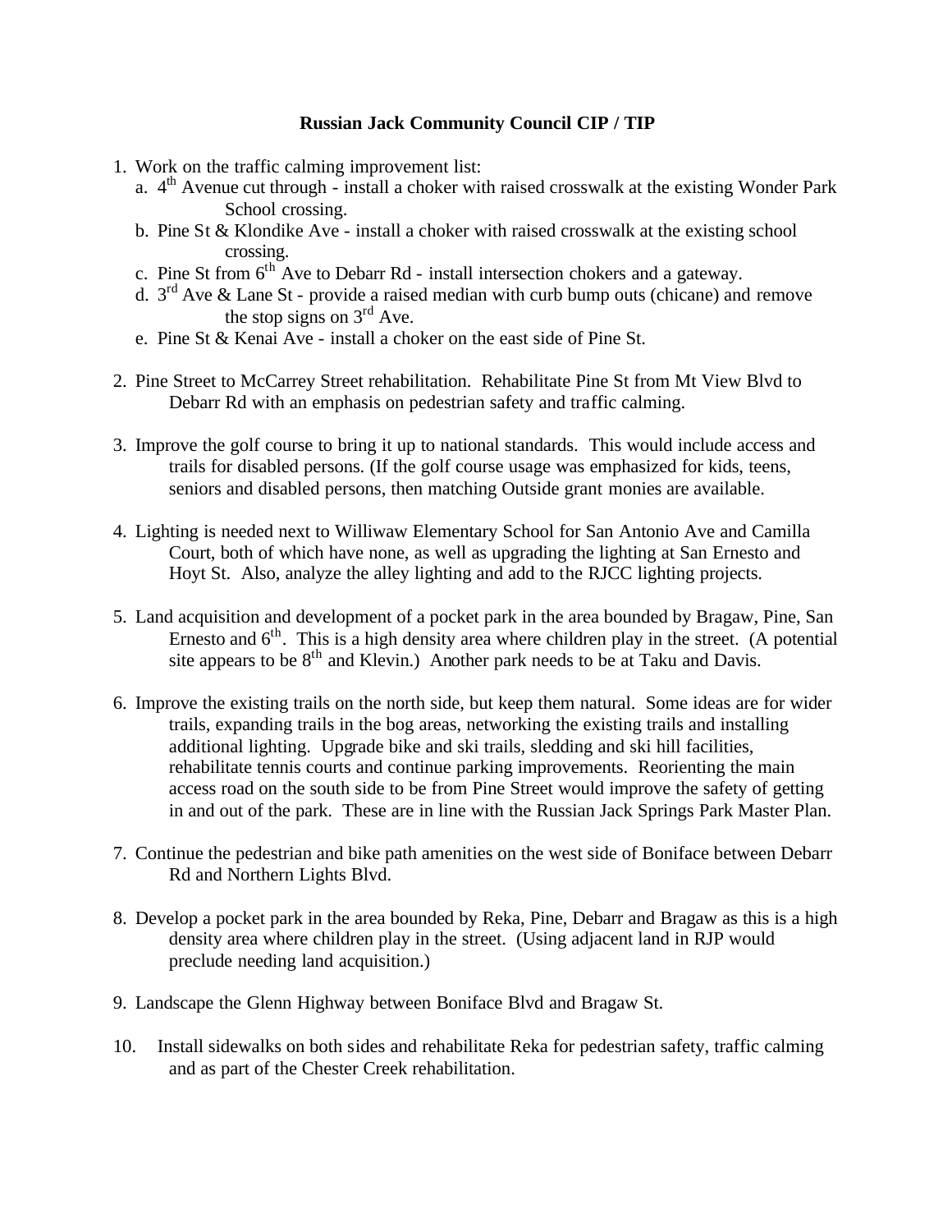**Russian Jack Community Council CIP / TIP**

1. Work on the traffic calming improvement list:
   a. 4th Avenue cut through - install a choker with raised crosswalk at the existing Wonder Park School crossing.
   b. Pine St & Klondike Ave - install a choker with raised crosswalk at the existing school crossing.
   c. Pine St from 6th Ave to Debarr Rd - install intersection chokers and a gateway.
   d. 3rd Ave & Lane St - provide a raised median with curb bump outs (chicane) and remove the stop signs on 3rd Ave.
   e. Pine St & Kenai Ave - install a choker on the east side of Pine St.

2. Pine Street to McCarrey Street rehabilitation. Rehabilitate Pine St from Mt View Blvd to Debarr Rd with an emphasis on pedestrian safety and traffic calming.

3. Improve the golf course to bring it up to national standards. This would include access and trails for disabled persons. (If the golf course usage was emphasized for kids, teens, seniors and disabled persons, then matching Outside grant monies are available.

4. Lighting is needed next to Williwaw Elementary School for San Antonio Ave and Camilla Court, both of which have none, as well as upgrading the lighting at San Ernesto and Hoyt St. Also, analyze the alley lighting and add to the RJCC lighting projects.

5. Land acquisition and development of a pocket park in the area bounded by Bragaw, Pine, San Ernesto and 6th. This is a high density area where children play in the street. (A potential site appears to be 8th and Klevin.) Another park needs to be at Taku and Davis.

6. Improve the existing trails on the north side, but keep them natural. Some ideas are for wider trails, expanding trails in the bog areas, networking the existing trails and installing additional lighting. Upgrade bike and ski trails, sledding and ski hill facilities, rehabilitate tennis courts and continue parking improvements. Reorienting the main access road on the south side to be from Pine Street would improve the safety of getting in and out of the park. These are in line with the Russian Jack Springs Park Master Plan.

7. Continue the pedestrian and bike path amenities on the west side of Boniface between Debarr Rd and Northern Lights Blvd.

8. Develop a pocket park in the area bounded by Reka, Pine, Debarr and Bragaw as this is a high density area where children play in the street. (Using adjacent land in RJP would preclude needing land acquisition.)

9. Landscape the Glenn Highway between Boniface Blvd and Bragaw St.

10. Install sidewalks on both sides and rehabilitate Reka for pedestrian safety, traffic calming and as part of the Chester Creek rehabilitation.